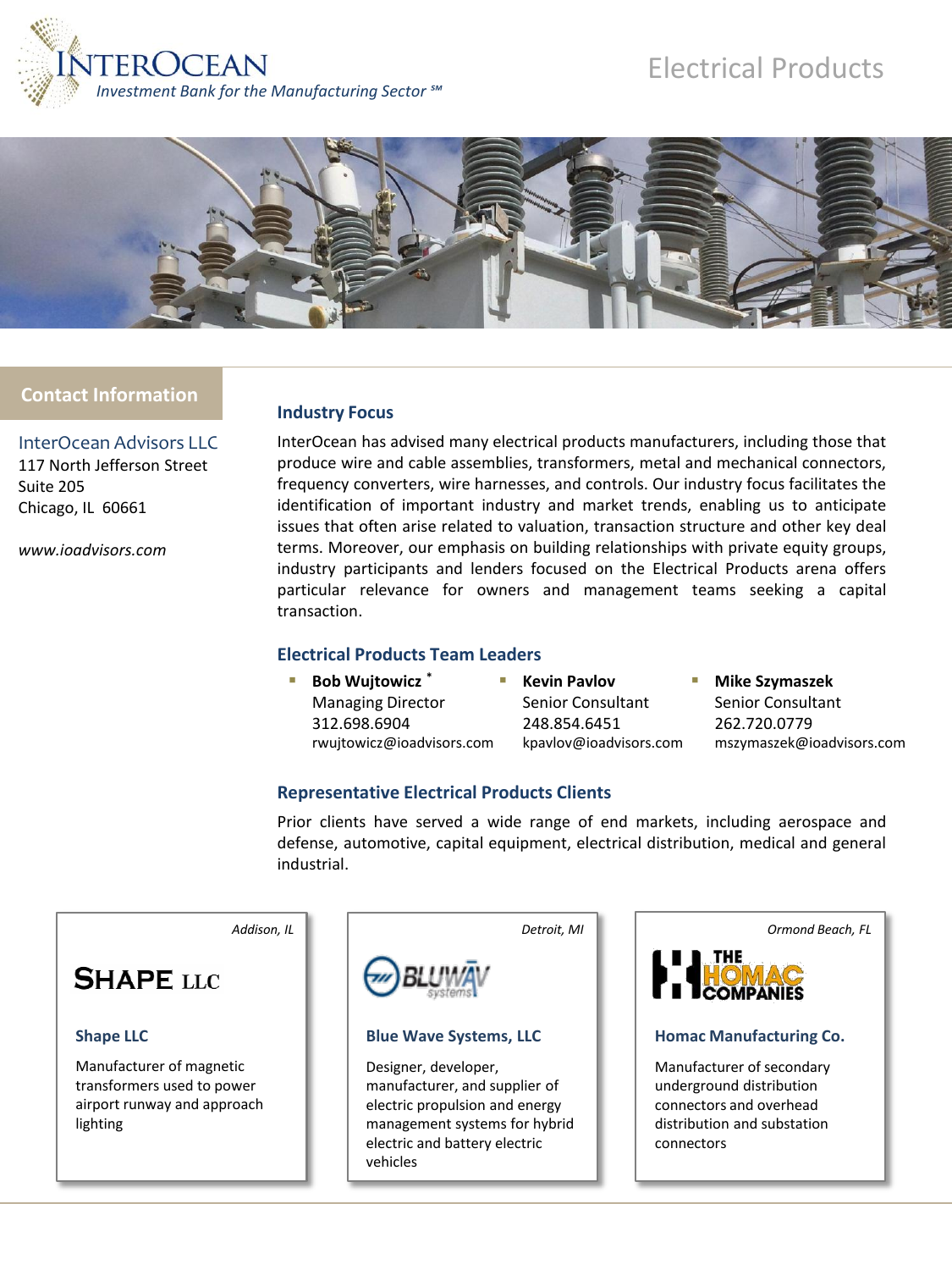# INTEROCEAN

*Investment Bank for the Manufacturing Sector* ℠

## Electrical Products

### Contact Information

InterOcean Advisors LLC
117 North Jefferson Street
Suite 205
Chicago, IL 60661

*www.ioadvisors.com*

### Industry Focus

InterOcean has advised many electrical products manufacturers, including those that produce wire and cable assemblies, transformers, metal and mechanical connectors, frequency converters, wire harnesses, and controls. Our industry focus facilitates the identification of important industry and market trends, enabling us to anticipate issues that often arise related to valuation, transaction structure and other key deal terms. Moreover, our emphasis on building relationships with private equity groups, industry participants and lenders focused on the Electrical Products arena offers particular relevance for owners and management teams seeking a capital transaction.

### Electrical Products Team Leaders

- **Bob Wujtowicz** *
  Managing Director
  312.698.6904
  rwujtowicz@ioadvisors.com
- **Kevin Pavlov**
  Senior Consultant
  248.854.6451
  kpavlov@ioadvisors.com
- **Mike Szymaszek**
  Senior Consultant
  262.720.0779
  mszymaszek@ioadvisors.com

### Representative Electrical Products Clients

Prior clients have served a wide range of end markets, including aerospace and defense, automotive, capital equipment, electrical distribution, medical and general industrial.

*Addison, IL*

SHAPE LLC

**Shape LLC**

Manufacturer of magnetic transformers used to power airport runway and approach lighting

*Detroit, MI*

BLUWAV systems

**Blue Wave Systems, LLC**

Designer, developer, manufacturer, and supplier of electric propulsion and energy management systems for hybrid electric and battery electric vehicles

*Ormond Beach, FL*

THE HOMAC COMPANIES

**Homac Manufacturing Co.**

Manufacturer of secondary underground distribution connectors and overhead distribution and substation connectors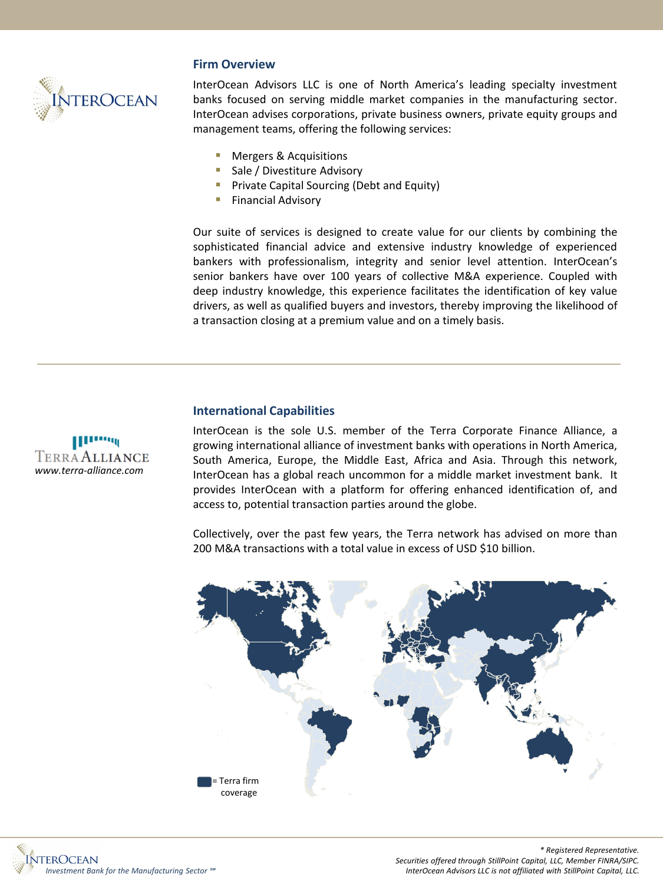INTEROCEAN

## Firm Overview

InterOcean Advisors LLC is one of North America's leading specialty investment banks focused on serving middle market companies in the manufacturing sector. InterOcean advises corporations, private business owners, private equity groups and management teams, offering the following services:

- Mergers & Acquisitions
- Sale / Divestiture Advisory
- Private Capital Sourcing (Debt and Equity)
- Financial Advisory

Our suite of services is designed to create value for our clients by combining the sophisticated financial advice and extensive industry knowledge of experienced bankers with professionalism, integrity and senior level attention. InterOcean's senior bankers have over 100 years of collective M&A experience. Coupled with deep industry knowledge, this experience facilitates the identification of key value drivers, as well as qualified buyers and investors, thereby improving the likelihood of a transaction closing at a premium value and on a timely basis.

---

TERRA ALLIANCE
*www.terra-alliance.com*

## International Capabilities

InterOcean is the sole U.S. member of the Terra Corporate Finance Alliance, a growing international alliance of investment banks with operations in North America, South America, Europe, the Middle East, Africa and Asia. Through this network, InterOcean has a global reach uncommon for a middle market investment bank. It provides InterOcean with a platform for offering enhanced identification of, and access to, potential transaction parties around the globe.

Collectively, over the past few years, the Terra network has advised on more than 200 M&A transactions with a total value in excess of USD $10 billion.

= Terra firm coverage

INTEROCEAN
*Investment Bank for the Manufacturing Sector ℠*

*\* Registered Representative.*
*Securities offered through StillPoint Capital, LLC, Member FINRA/SIPC.*
*InterOcean Advisors LLC is not affiliated with StillPoint Capital, LLC.*